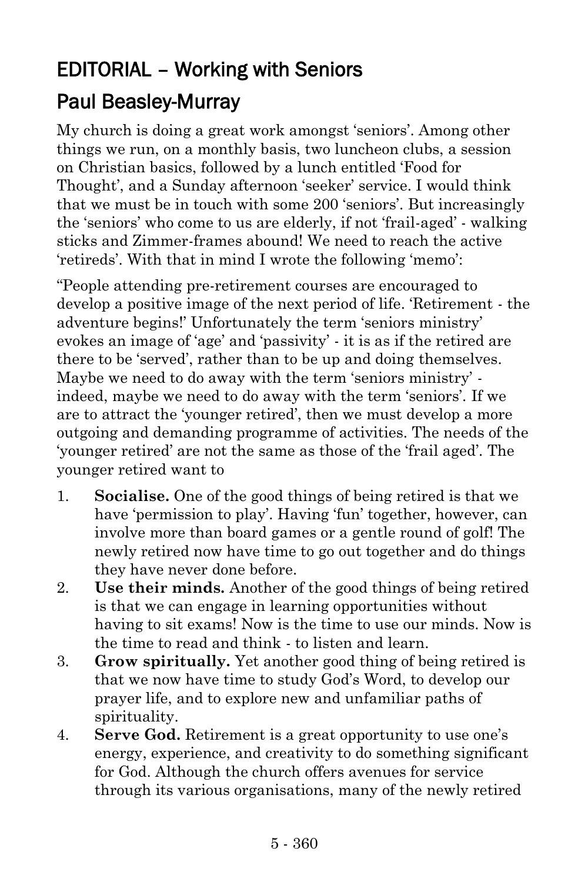# EDITORIAL – Working with Seniors

## Paul Beasley-Murray

My church is doing a great work amongst 'seniors'. Among other things we run, on a monthly basis, two luncheon clubs, a session on Christian basics, followed by a lunch entitled 'Food for Thought', and a Sunday afternoon 'seeker' service. I would think that we must be in touch with some 200 'seniors'. But increasingly the 'seniors' who come to us are elderly, if not 'frail-aged' - walking sticks and Zimmer-frames abound! We need to reach the active 'retireds'. With that in mind I wrote the following 'memo':

"People attending pre-retirement courses are encouraged to develop a positive image of the next period of life. 'Retirement - the adventure begins!' Unfortunately the term 'seniors ministry' evokes an image of 'age' and 'passivity' - it is as if the retired are there to be 'served', rather than to be up and doing themselves. Maybe we need to do away with the term 'seniors ministry' - indeed, maybe we need to do away with the term 'seniors'. If we are to attract the 'younger retired', then we must develop a more outgoing and demanding programme of activities. The needs of the 'younger retired' are not the same as those of the 'frail aged'. The younger retired want to

1. **Socialise.** One of the good things of being retired is that we have 'permission to play'. Having 'fun' together, however, can involve more than board games or a gentle round of golf! The newly retired now have time to go out together and do things they have never done before.
2. **Use their minds.** Another of the good things of being retired is that we can engage in learning opportunities without having to sit exams! Now is the time to use our minds. Now is the time to read and think - to listen and learn.
3. **Grow spiritually.** Yet another good thing of being retired is that we now have time to study God's Word, to develop our prayer life, and to explore new and unfamiliar paths of spirituality.
4. **Serve God.** Retirement is a great opportunity to use one's energy, experience, and creativity to do something significant for God. Although the church offers avenues for service through its various organisations, many of the newly retired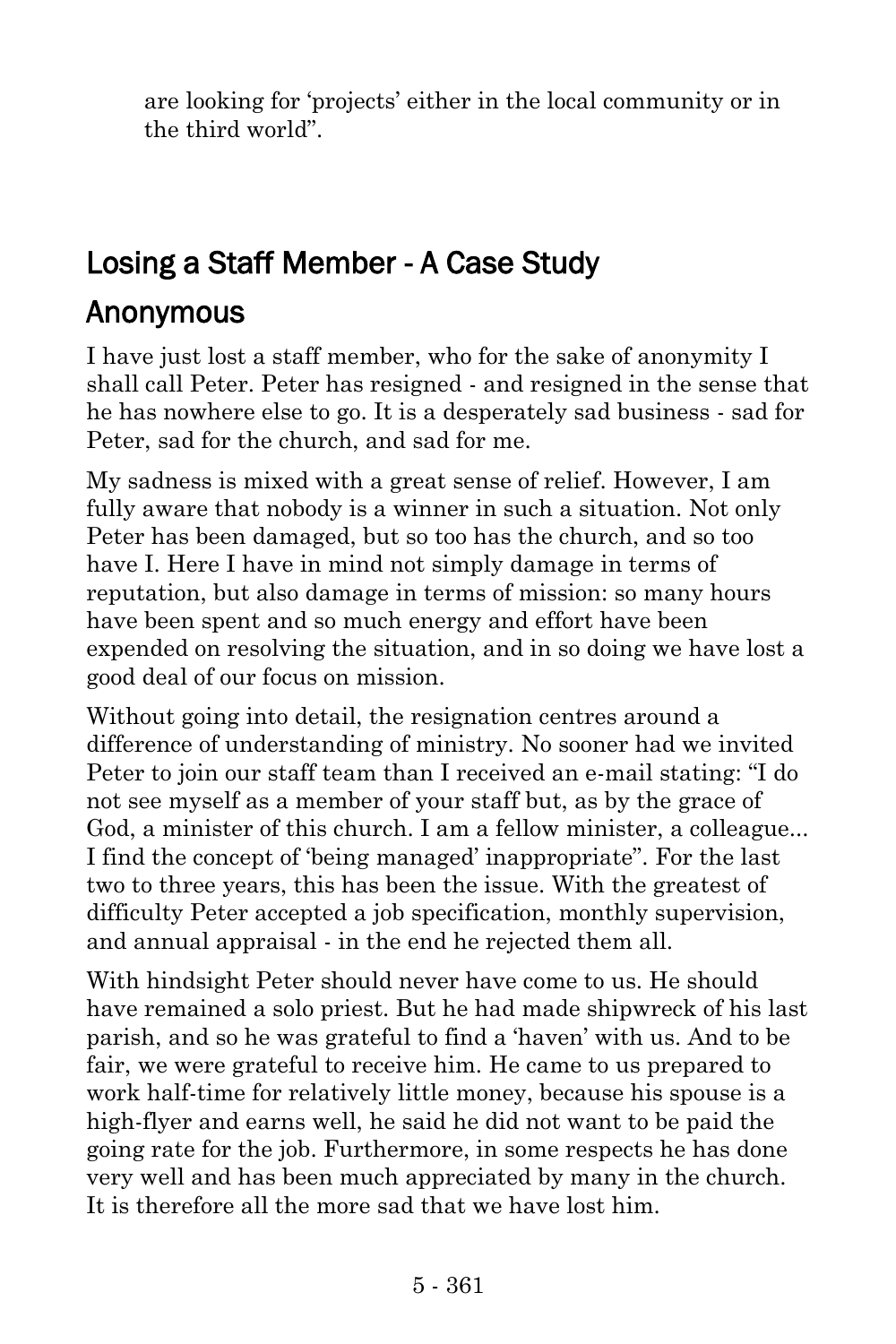are looking for 'projects' either in the local community or in the third world".

## Losing a Staff Member - A Case Study

## Anonymous

I have just lost a staff member, who for the sake of anonymity I shall call Peter. Peter has resigned - and resigned in the sense that he has nowhere else to go. It is a desperately sad business - sad for Peter, sad for the church, and sad for me.

My sadness is mixed with a great sense of relief. However, I am fully aware that nobody is a winner in such a situation. Not only Peter has been damaged, but so too has the church, and so too have I. Here I have in mind not simply damage in terms of reputation, but also damage in terms of mission: so many hours have been spent and so much energy and effort have been expended on resolving the situation, and in so doing we have lost a good deal of our focus on mission.

Without going into detail, the resignation centres around a difference of understanding of ministry. No sooner had we invited Peter to join our staff team than I received an e-mail stating: "I do not see myself as a member of your staff but, as by the grace of God, a minister of this church. I am a fellow minister, a colleague... I find the concept of 'being managed' inappropriate". For the last two to three years, this has been the issue. With the greatest of difficulty Peter accepted a job specification, monthly supervision, and annual appraisal - in the end he rejected them all.

With hindsight Peter should never have come to us. He should have remained a solo priest. But he had made shipwreck of his last parish, and so he was grateful to find a 'haven' with us. And to be fair, we were grateful to receive him. He came to us prepared to work half-time for relatively little money, because his spouse is a high-flyer and earns well, he said he did not want to be paid the going rate for the job. Furthermore, in some respects he has done very well and has been much appreciated by many in the church. It is therefore all the more sad that we have lost him.